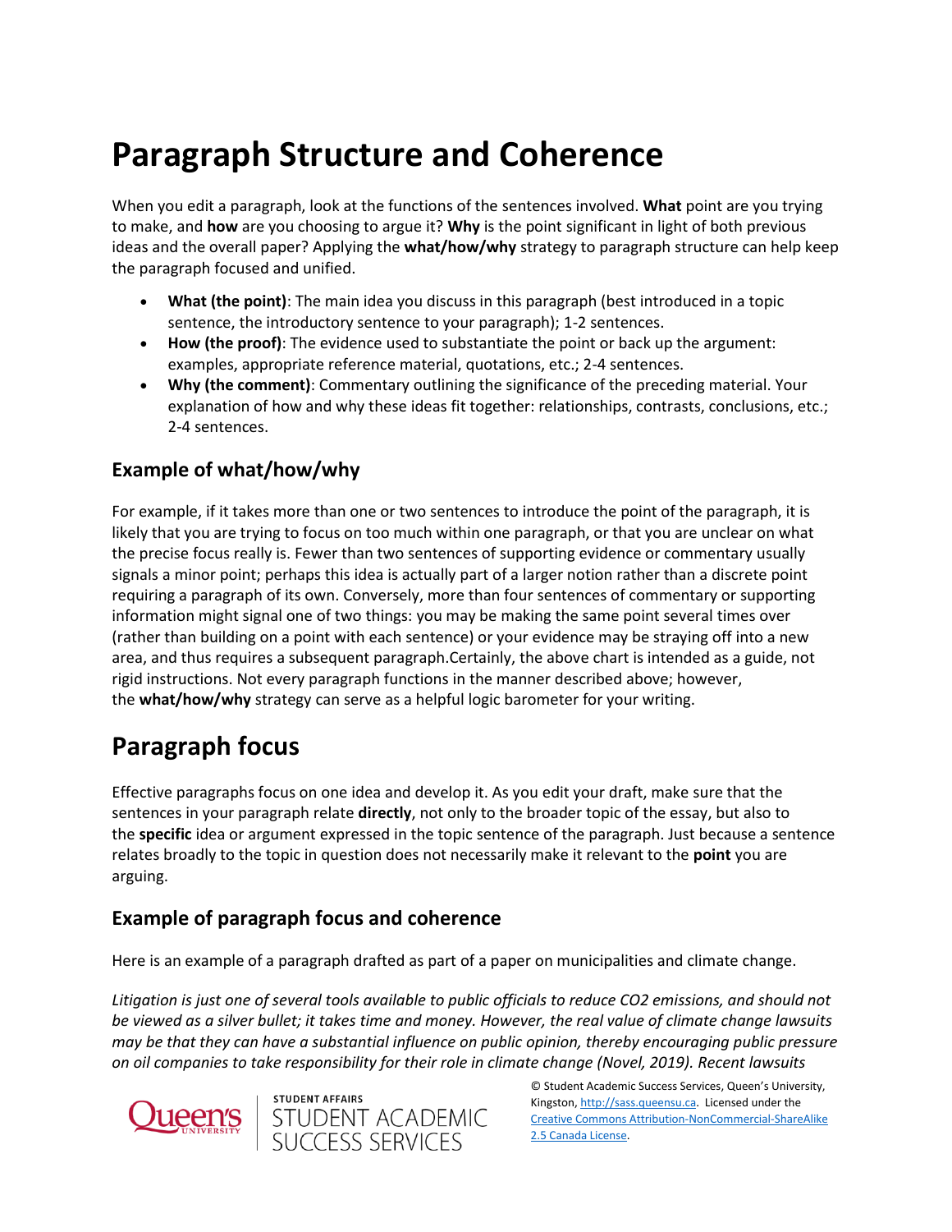# Paragraph Structure and Coherence

When you edit a paragraph, look at the functions of the sentences involved. **What** point are you trying to make, and **how** are you choosing to argue it? **Why** is the point significant in light of both previous ideas and the overall paper? Applying the **what/how/why** strategy to paragraph structure can help keep the paragraph focused and unified.

- **What (the point)**: The main idea you discuss in this paragraph (best introduced in a topic sentence, the introductory sentence to your paragraph); 1-2 sentences.
- **How (the proof)**: The evidence used to substantiate the point or back up the argument: examples, appropriate reference material, quotations, etc.; 2-4 sentences.
- **Why (the comment)**: Commentary outlining the significance of the preceding material. Your explanation of how and why these ideas fit together: relationships, contrasts, conclusions, etc.; 2-4 sentences.

## Example of what/how/why

For example, if it takes more than one or two sentences to introduce the point of the paragraph, it is likely that you are trying to focus on too much within one paragraph, or that you are unclear on what the precise focus really is. Fewer than two sentences of supporting evidence or commentary usually signals a minor point; perhaps this idea is actually part of a larger notion rather than a discrete point requiring a paragraph of its own. Conversely, more than four sentences of commentary or supporting information might signal one of two things: you may be making the same point several times over (rather than building on a point with each sentence) or your evidence may be straying off into a new area, and thus requires a subsequent paragraph.Certainly, the above chart is intended as a guide, not rigid instructions. Not every paragraph functions in the manner described above; however, the **what/how/why** strategy can serve as a helpful logic barometer for your writing.

# Paragraph focus

Effective paragraphs focus on one idea and develop it. As you edit your draft, make sure that the sentences in your paragraph relate **directly**, not only to the broader topic of the essay, but also to the **specific** idea or argument expressed in the topic sentence of the paragraph. Just because a sentence relates broadly to the topic in question does not necessarily make it relevant to the **point** you are arguing.

## Example of paragraph focus and coherence

Here is an example of a paragraph drafted as part of a paper on municipalities and climate change.

*Litigation is just one of several tools available to public officials to reduce CO2 emissions, and should not be viewed as a silver bullet; it takes time and money. However, the real value of climate change lawsuits may be that they can have a substantial influence on public opinion, thereby encouraging public pressure on oil companies to take responsibility for their role in climate change (Novel, 2019). Recent lawsuits*

© Student Academic Success Services, Queen's University, Kingston, http://sass.queensu.ca. Licensed under the Creative Commons Attribution-NonCommercial-ShareAlike 2.5 Canada License.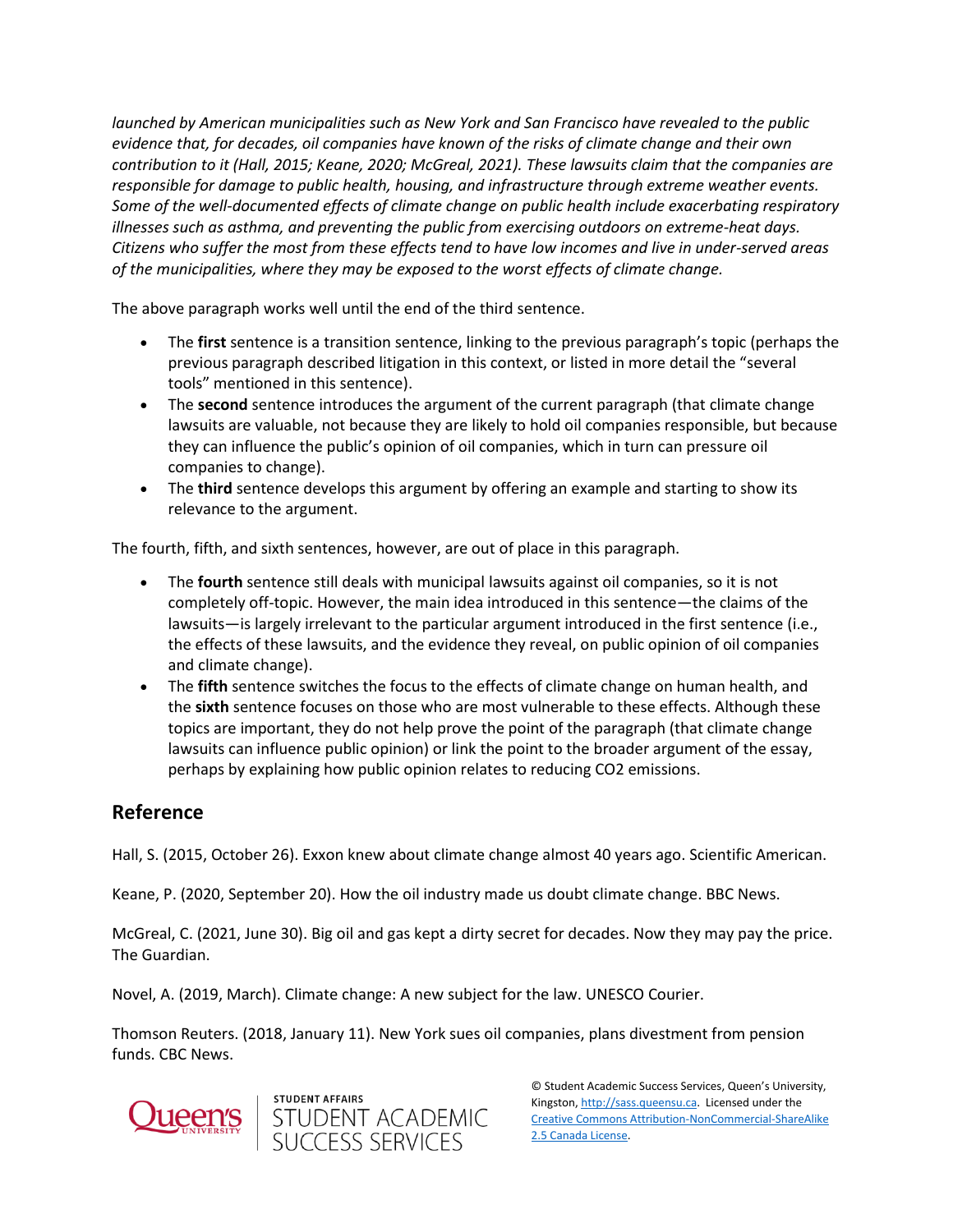*launched by American municipalities such as New York and San Francisco have revealed to the public evidence that, for decades, oil companies have known of the risks of climate change and their own contribution to it (Hall, 2015; Keane, 2020; McGreal, 2021). These lawsuits claim that the companies are responsible for damage to public health, housing, and infrastructure through extreme weather events. Some of the well-documented effects of climate change on public health include exacerbating respiratory illnesses such as asthma, and preventing the public from exercising outdoors on extreme-heat days. Citizens who suffer the most from these effects tend to have low incomes and live in under-served areas of the municipalities, where they may be exposed to the worst effects of climate change.*

The above paragraph works well until the end of the third sentence.

- The **first** sentence is a transition sentence, linking to the previous paragraph's topic (perhaps the previous paragraph described litigation in this context, or listed in more detail the "several tools" mentioned in this sentence).
- The **second** sentence introduces the argument of the current paragraph (that climate change lawsuits are valuable, not because they are likely to hold oil companies responsible, but because they can influence the public's opinion of oil companies, which in turn can pressure oil companies to change).
- The **third** sentence develops this argument by offering an example and starting to show its relevance to the argument.

The fourth, fifth, and sixth sentences, however, are out of place in this paragraph.

- The **fourth** sentence still deals with municipal lawsuits against oil companies, so it is not completely off-topic. However, the main idea introduced in this sentence—the claims of the lawsuits—is largely irrelevant to the particular argument introduced in the first sentence (i.e., the effects of these lawsuits, and the evidence they reveal, on public opinion of oil companies and climate change).
- The **fifth** sentence switches the focus to the effects of climate change on human health, and the **sixth** sentence focuses on those who are most vulnerable to these effects. Although these topics are important, they do not help prove the point of the paragraph (that climate change lawsuits can influence public opinion) or link the point to the broader argument of the essay, perhaps by explaining how public opinion relates to reducing CO2 emissions.

## Reference

Hall, S. (2015, October 26). Exxon knew about climate change almost 40 years ago. Scientific American.

Keane, P. (2020, September 20). How the oil industry made us doubt climate change. BBC News.

McGreal, C. (2021, June 30). Big oil and gas kept a dirty secret for decades. Now they may pay the price. The Guardian.

Novel, A. (2019, March). Climate change: A new subject for the law. UNESCO Courier.

Thomson Reuters. (2018, January 11). New York sues oil companies, plans divestment from pension funds. CBC News.

Queen's University | STUDENT AFFAIRS STUDENT ACADEMIC SUCCESS SERVICES

© Student Academic Success Services, Queen's University, Kingston, http://sass.queensu.ca. Licensed under the Creative Commons Attribution-NonCommercial-ShareAlike 2.5 Canada License.